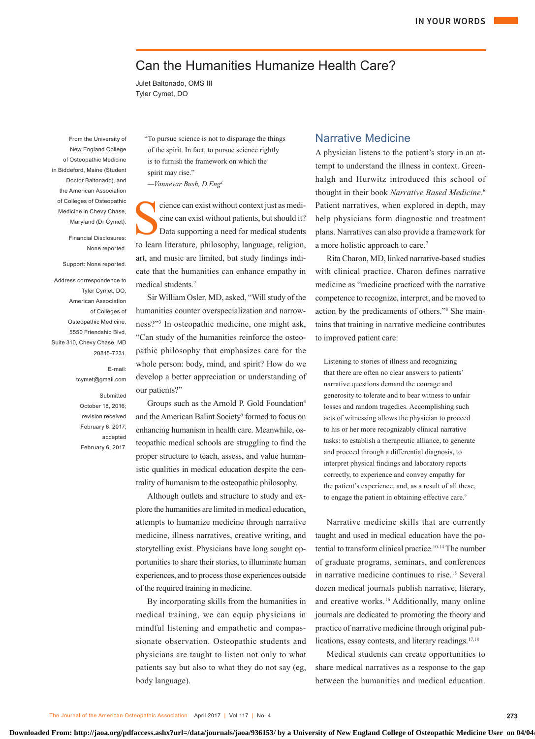# Can the Humanities Humanize Health Care?

Julet Baltonado, OMS III
Tyler Cymet, DO

From the University of New England College of Osteopathic Medicine in Biddeford, Maine (Student Doctor Baltonado), and the American Association of Colleges of Osteopathic Medicine in Chevy Chase, Maryland (Dr Cymet).

Financial Disclosures: None reported.

Support: None reported.

Address correspondence to Tyler Cymet, DO, American Association of Colleges of Osteopathic Medicine, 5550 Friendship Blvd, Suite 310, Chevy Chase, MD 20815-7231.

E-mail: tcymet@gmail.com

Submitted October 18, 2016; revision received February 6, 2017; accepted February 6, 2017.

> "To pursue science is not to disparage the things of the spirit. In fact, to pursue science rightly is to furnish the framework on which the spirit may rise."
> —*Vannevar Bush, D.Eng*[1]

Science can exist without context just as medicine can exist without patients, but should it? Data supporting a need for medical students to learn literature, philosophy, language, religion, art, and music are limited, but study findings indicate that the humanities can enhance empathy in medical students.[2]

Sir William Osler, MD, asked, "Will study of the humanities counter overspecialization and narrowness?"[3] In osteopathic medicine, one might ask, "Can study of the humanities reinforce the osteopathic philosophy that emphasizes care for the whole person: body, mind, and spirit? How do we develop a better appreciation or understanding of our patients?"

Groups such as the Arnold P. Gold Foundation[4] and the American Balint Society[5] formed to focus on enhancing humanism in health care. Meanwhile, osteopathic medical schools are struggling to find the proper structure to teach, assess, and value humanistic qualities in medical education despite the centrality of humanism to the osteopathic philosophy.

Although outlets and structure to study and explore the humanities are limited in medical education, attempts to humanize medicine through narrative medicine, illness narratives, creative writing, and storytelling exist. Physicians have long sought opportunities to share their stories, to illuminate human experiences, and to process those experiences outside of the required training in medicine.

By incorporating skills from the humanities in medical training, we can equip physicians in mindful listening and empathetic and compassionate observation. Osteopathic students and physicians are taught to listen not only to what patients say but also to what they do not say (eg, body language).

## Narrative Medicine

A physician listens to the patient's story in an attempt to understand the illness in context. Greenhalgh and Hurwitz introduced this school of thought in their book *Narrative Based Medicine*.[6] Patient narratives, when explored in depth, may help physicians form diagnostic and treatment plans. Narratives can also provide a framework for a more holistic approach to care.[7]

Rita Charon, MD, linked narrative-based studies with clinical practice. Charon defines narrative medicine as "medicine practiced with the narrative competence to recognize, interpret, and be moved to action by the predicaments of others."[8] She maintains that training in narrative medicine contributes to improved patient care:

> Listening to stories of illness and recognizing that there are often no clear answers to patients' narrative questions demand the courage and generosity to tolerate and to bear witness to unfair losses and random tragedies. Accomplishing such acts of witnessing allows the physician to proceed to his or her more recognizably clinical narrative tasks: to establish a therapeutic alliance, to generate and proceed through a differential diagnosis, to interpret physical findings and laboratory reports correctly, to experience and convey empathy for the patient's experience, and, as a result of all these, to engage the patient in obtaining effective care.[9]

Narrative medicine skills that are currently taught and used in medical education have the potential to transform clinical practice.[10-14] The number of graduate programs, seminars, and conferences in narrative medicine continues to rise.[15] Several dozen medical journals publish narrative, literary, and creative works.[16] Additionally, many online journals are dedicated to promoting the theory and practice of narrative medicine through original publications, essay contests, and literary readings.[17,18]

Medical students can create opportunities to share medical narratives as a response to the gap between the humanities and medical education.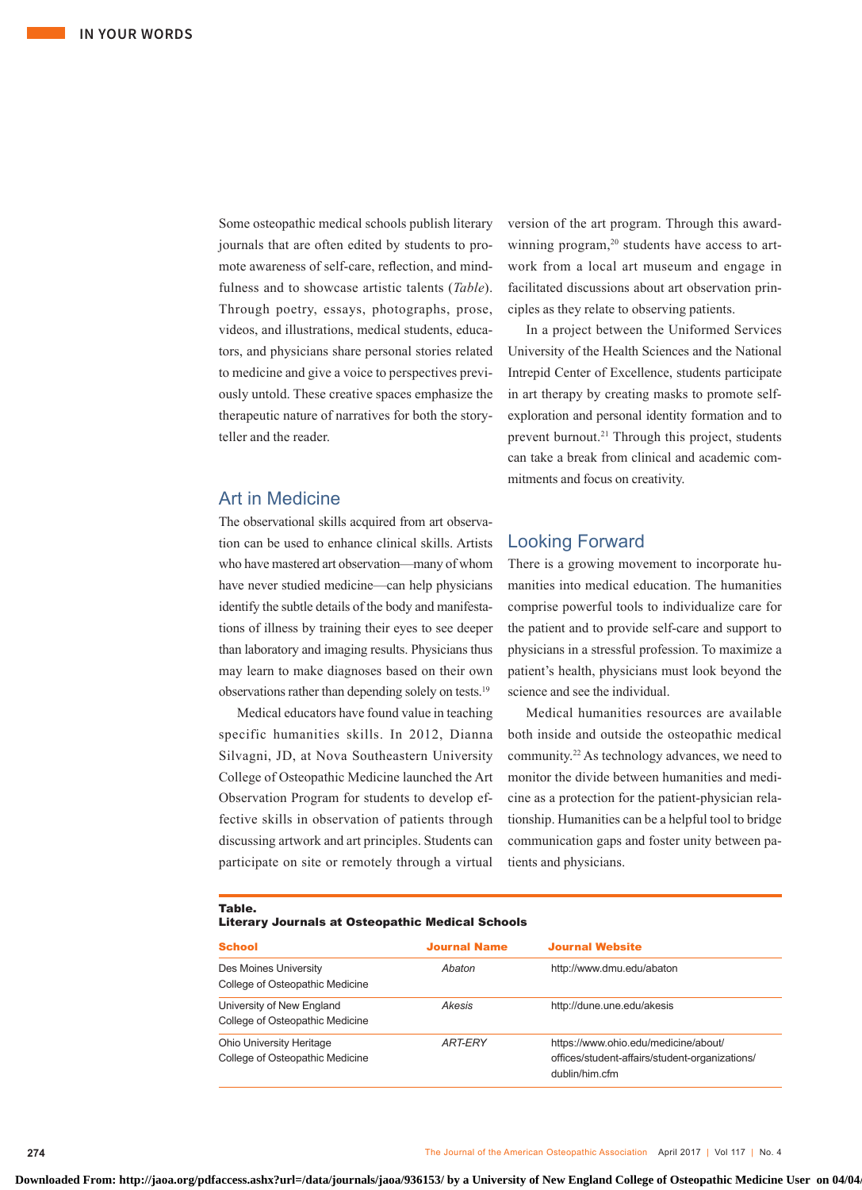Some osteopathic medical schools publish literary journals that are often edited by students to promote awareness of self-care, reflection, and mindfulness and to showcase artistic talents (*Table*). Through poetry, essays, photographs, prose, videos, and illustrations, medical students, educators, and physicians share personal stories related to medicine and give a voice to perspectives previously untold. These creative spaces emphasize the therapeutic nature of narratives for both the storyteller and the reader.

## Art in Medicine

The observational skills acquired from art observation can be used to enhance clinical skills. Artists who have mastered art observation—many of whom have never studied medicine—can help physicians identify the subtle details of the body and manifestations of illness by training their eyes to see deeper than laboratory and imaging results. Physicians thus may learn to make diagnoses based on their own observations rather than depending solely on tests.[19]

Medical educators have found value in teaching specific humanities skills. In 2012, Dianna Silvagni, JD, at Nova Southeastern University College of Osteopathic Medicine launched the Art Observation Program for students to develop effective skills in observation of patients through discussing artwork and art principles. Students can participate on site or remotely through a virtual version of the art program. Through this award-winning program,[20] students have access to artwork from a local art museum and engage in facilitated discussions about art observation principles as they relate to observing patients.

In a project between the Uniformed Services University of the Health Sciences and the National Intrepid Center of Excellence, students participate in art therapy by creating masks to promote self-exploration and personal identity formation and to prevent burnout.[21] Through this project, students can take a break from clinical and academic commitments and focus on creativity.

## Looking Forward

There is a growing movement to incorporate humanities into medical education. The humanities comprise powerful tools to individualize care for the patient and to provide self-care and support to physicians in a stressful profession. To maximize a patient's health, physicians must look beyond the science and see the individual.

Medical humanities resources are available both inside and outside the osteopathic medical community.[22] As technology advances, we need to monitor the divide between humanities and medicine as a protection for the patient-physician relationship. Humanities can be a helpful tool to bridge communication gaps and foster unity between patients and physicians.

**Table.**
**Literary Journals at Osteopathic Medical Schools**

| School | Journal Name | Journal Website |
|---|---|---|
| Des Moines University College of Osteopathic Medicine | *Abaton* | http://www.dmu.edu/abaton |
| University of New England College of Osteopathic Medicine | *Akesis* | http://dune.une.edu/akesis |
| Ohio University Heritage College of Osteopathic Medicine | *ART-ERY* | https://www.ohio.edu/medicine/about/offices/student-affairs/student-organizations/dublin/him.cfm |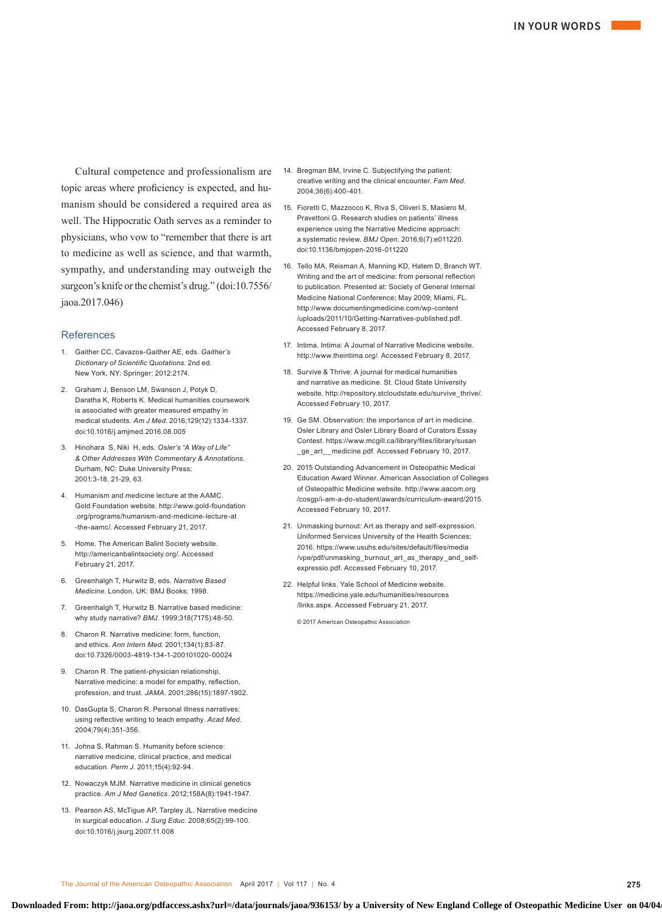Cultural competence and professionalism are topic areas where proficiency is expected, and humanism should be considered a required area as well. The Hippocratic Oath serves as a reminder to physicians, who vow to "remember that there is art to medicine as well as science, and that warmth, sympathy, and understanding may outweigh the surgeon's knife or the chemist's drug." (doi:10.7556/jaoa.2017.046)

## References

1. Gaither CC, Cavazos-Gaither AE, eds. *Gaither's Dictionary of Scientific Quotations*. 2nd ed. New York, NY: Springer; 2012:2174.
2. Graham J, Benson LM, Swanson J, Potyk D, Daratha K, Roberts K. Medical humanities coursework is associated with greater measured empathy in medical students. *Am J Med*. 2016;129(12):1334-1337. doi:10.1016/j.amjmed.2016.08.005
3. Hinohara S, Niki H, eds. *Osler's "A Way of Life" & Other Addresses With Commentary & Annotations*. Durham, NC: Duke University Press; 2001:3-18, 21-29, 63.
4. Humanism and medicine lecture at the AAMC. Gold Foundation website. http://www.gold-foundation.org/programs/humanism-and-medicine-lecture-at-the-aamc/. Accessed February 21, 2017.
5. Home. The American Balint Society website. http://americanbalintsociety.org/. Accessed February 21, 2017.
6. Greenhalgh T, Hurwitz B, eds. *Narrative Based Medicine*. London, UK: BMJ Books; 1998.
7. Greenhalgh T, Hurwitz B. Narrative based medicine: why study narrative? *BMJ*. 1999;318(7175):48-50.
8. Charon R. Narrative medicine: form, function, and ethics. *Ann Intern Med*. 2001;134(1):83-87. doi:10.7326/0003-4819-134-1-200101020-00024
9. Charon R. The patient-physician relationship. Narrative medicine: a model for empathy, reflection, profession, and trust. *JAMA*. 2001;286(15):1897-1902.
10. DasGupta S, Charon R. Personal illness narratives: using reflective writing to teach empathy. *Acad Med*. 2004;79(4):351-356.
11. Johna S, Rahman S. Humanity before science: narrative medicine, clinical practice, and medical education. *Perm J*. 2011;15(4):92-94.
12. Nowaczyk MJM. Narrative medicine in clinical genetics practice. *Am J Med Genetics*. 2012;158A(8):1941-1947.
13. Pearson AS, McTigue AP, Tarpley JL. Narrative medicine in surgical education. *J Surg Educ*. 2008;65(2):99-100. doi:10.1016/j.jsurg.2007.11.008
14. Bregman BM, Irvine C. Subjectifying the patient: creative writing and the clinical encounter. *Fam Med*. 2004;36(6):400-401.
15. Fioretti C, Mazzocco K, Riva S, Oliveri S, Masiero M, Pravettoni G. Research studies on patients' illness experience using the Narrative Medicine approach: a systematic review. *BMJ Open*. 2016;6(7):e011220. doi:10.1136/bmjopen-2016-011220
16. Tello MA, Reisman A, Manning KD, Hatem D, Branch WT. Writing and the art of medicine: from personal reflection to publication. Presented at: Society of General Internal Medicine National Conference; May 2009; Miami, FL. http://www.documentingmedicine.com/wp-content/uploads/2011/10/Getting-Narratives-published.pdf. Accessed February 8, 2017.
17. Intima. Intima: A Journal of Narrative Medicine website. http://www.theintima.org/. Accessed February 8, 2017.
18. Survive & Thrive: A journal for medical humanities and narrative as medicine. St. Cloud State University website. http://repository.stcloudstate.edu/survive_thrive/. Accessed February 10, 2017.
19. Ge SM. Observation: the importance of art in medicine. Osler Library and Osler Library Board of Curators Essay Contest. https://www.mcgill.ca/library/files/library/susan_ge_art__medicine.pdf. Accessed February 10, 2017.
20. 2015 Outstanding Advancement in Osteopathic Medical Education Award Winner. American Association of Colleges of Osteopathic Medicine website. http://www.aacom.org/cosgp/i-am-a-do-student/awards/curriculum-award/2015. Accessed February 10, 2017.
21. Unmasking burnout: Art as therapy and self-expression. Uniformed Services University of the Health Sciences; 2016. https://www.usuhs.edu/sites/default/files/media/vpe/pdf/unmasking_burnout_art_as_therapy_and_self-expressio.pdf. Accessed February 10, 2017.
22. Helpful links. Yale School of Medicine website. https://medicine.yale.edu/humanities/resources/links.aspx. Accessed February 21, 2017.

© 2017 American Osteopathic Association